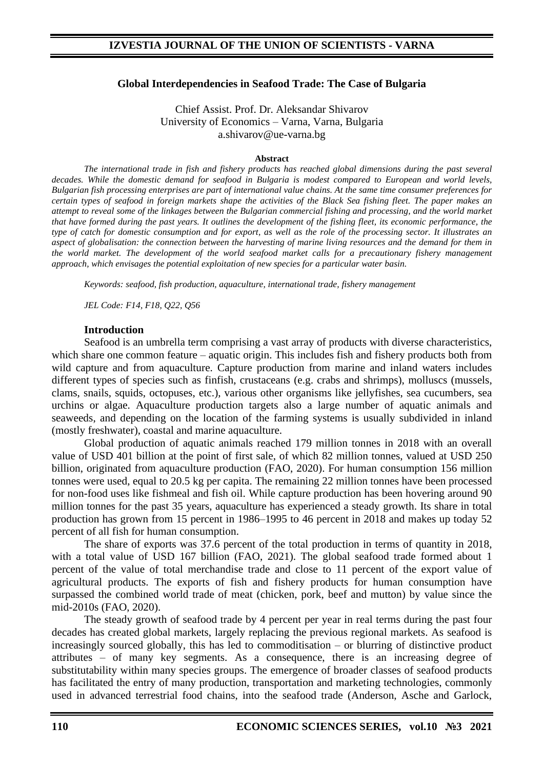## Global Interdependencies in Seafood Trade: The Case of Bulgaria

Chief Assist. Prof. Dr. Aleksandar Shivarov
University of Economics – Varna, Varna, Bulgaria
a.shivarov@ue-varna.bg

### Abstract

*The international trade in fish and fishery products has reached global dimensions during the past several decades. While the domestic demand for seafood in Bulgaria is modest compared to European and world levels, Bulgarian fish processing enterprises are part of international value chains. At the same time consumer preferences for certain types of seafood in foreign markets shape the activities of the Black Sea fishing fleet. The paper makes an attempt to reveal some of the linkages between the Bulgarian commercial fishing and processing, and the world market that have formed during the past years. It outlines the development of the fishing fleet, its economic performance, the type of catch for domestic consumption and for export, as well as the role of the processing sector. It illustrates an aspect of globalisation: the connection between the harvesting of marine living resources and the demand for them in the world market. The development of the world seafood market calls for a precautionary fishery management approach, which envisages the potential exploitation of new species for a particular water basin.*

*Keywords: seafood, fish production, aquaculture, international trade, fishery management*

*JEL Code: F14, F18, Q22, Q56*

### Introduction

Seafood is an umbrella term comprising a vast array of products with diverse characteristics, which share one common feature – aquatic origin. This includes fish and fishery products both from wild capture and from aquaculture. Capture production from marine and inland waters includes different types of species such as finfish, crustaceans (e.g. crabs and shrimps), molluscs (mussels, clams, snails, squids, octopuses, etc.), various other organisms like jellyfishes, sea cucumbers, sea urchins or algae. Aquaculture production targets also a large number of aquatic animals and seaweeds, and depending on the location of the farming systems is usually subdivided in inland (mostly freshwater), coastal and marine aquaculture.

Global production of aquatic animals reached 179 million tonnes in 2018 with an overall value of USD 401 billion at the point of first sale, of which 82 million tonnes, valued at USD 250 billion, originated from aquaculture production (FAO, 2020). For human consumption 156 million tonnes were used, equal to 20.5 kg per capita. The remaining 22 million tonnes have been processed for non-food uses like fishmeal and fish oil. While capture production has been hovering around 90 million tonnes for the past 35 years, aquaculture has experienced a steady growth. Its share in total production has grown from 15 percent in 1986–1995 to 46 percent in 2018 and makes up today 52 percent of all fish for human consumption.

The share of exports was 37.6 percent of the total production in terms of quantity in 2018, with a total value of USD 167 billion (FAO, 2021). The global seafood trade formed about 1 percent of the value of total merchandise trade and close to 11 percent of the export value of agricultural products. The exports of fish and fishery products for human consumption have surpassed the combined world trade of meat (chicken, pork, beef and mutton) by value since the mid-2010s (FAO, 2020).

The steady growth of seafood trade by 4 percent per year in real terms during the past four decades has created global markets, largely replacing the previous regional markets. As seafood is increasingly sourced globally, this has led to commoditisation – or blurring of distinctive product attributes – of many key segments. As a consequence, there is an increasing degree of substitutability within many species groups. The emergence of broader classes of seafood products has facilitated the entry of many production, transportation and marketing technologies, commonly used in advanced terrestrial food chains, into the seafood trade (Anderson, Asche and Garlock,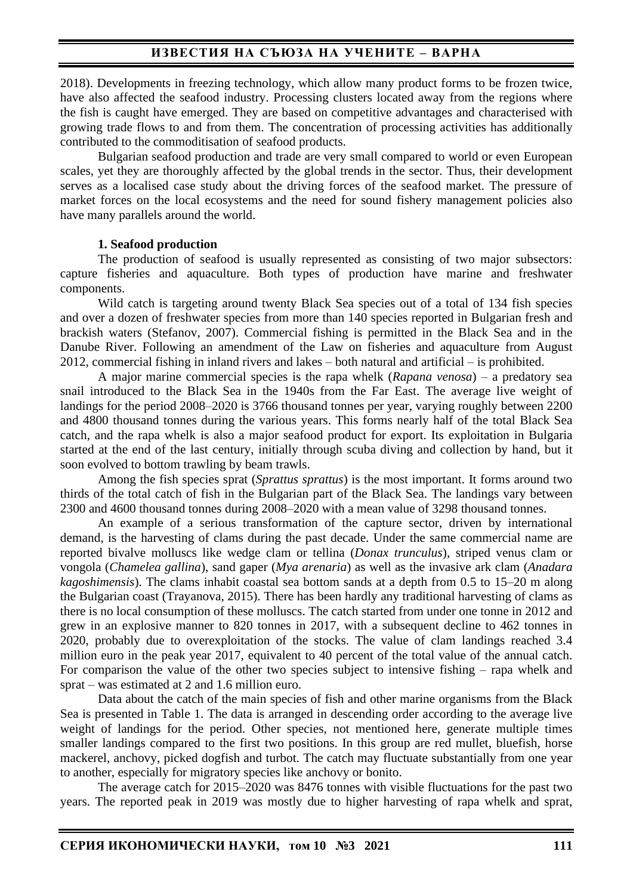2018). Developments in freezing technology, which allow many product forms to be frozen twice, have also affected the seafood industry. Processing clusters located away from the regions where the fish is caught have emerged. They are based on competitive advantages and characterised with growing trade flows to and from them. The concentration of processing activities has additionally contributed to the commoditisation of seafood products.

Bulgarian seafood production and trade are very small compared to world or even European scales, yet they are thoroughly affected by the global trends in the sector. Thus, their development serves as a localised case study about the driving forces of the seafood market. The pressure of market forces on the local ecosystems and the need for sound fishery management policies also have many parallels around the world.

### 1. Seafood production

The production of seafood is usually represented as consisting of two major subsectors: capture fisheries and aquaculture. Both types of production have marine and freshwater components.

Wild catch is targeting around twenty Black Sea species out of a total of 134 fish species and over a dozen of freshwater species from more than 140 species reported in Bulgarian fresh and brackish waters (Stefanov, 2007). Commercial fishing is permitted in the Black Sea and in the Danube River. Following an amendment of the Law on fisheries and aquaculture from August 2012, commercial fishing in inland rivers and lakes – both natural and artificial – is prohibited.

A major marine commercial species is the rapa whelk (*Rapana venosa*) – a predatory sea snail introduced to the Black Sea in the 1940s from the Far East. The average live weight of landings for the period 2008–2020 is 3766 thousand tonnes per year, varying roughly between 2200 and 4800 thousand tonnes during the various years. This forms nearly half of the total Black Sea catch, and the rapa whelk is also a major seafood product for export. Its exploitation in Bulgaria started at the end of the last century, initially through scuba diving and collection by hand, but it soon evolved to bottom trawling by beam trawls.

Among the fish species sprat (*Sprattus sprattus*) is the most important. It forms around two thirds of the total catch of fish in the Bulgarian part of the Black Sea. The landings vary between 2300 and 4600 thousand tonnes during 2008–2020 with a mean value of 3298 thousand tonnes.

An example of a serious transformation of the capture sector, driven by international demand, is the harvesting of clams during the past decade. Under the same commercial name are reported bivalve molluscs like wedge clam or tellina (*Donax trunculus*), striped venus clam or vongola (*Chamelea gallina*), sand gaper (*Mya arenaria*) as well as the invasive ark clam (*Anadara kagoshimensis*). The clams inhabit coastal sea bottom sands at a depth from 0.5 to 15–20 m along the Bulgarian coast (Trayanova, 2015). There has been hardly any traditional harvesting of clams as there is no local consumption of these molluscs. The catch started from under one tonne in 2012 and grew in an explosive manner to 820 tonnes in 2017, with a subsequent decline to 462 tonnes in 2020, probably due to overexploitation of the stocks. The value of clam landings reached 3.4 million euro in the peak year 2017, equivalent to 40 percent of the total value of the annual catch. For comparison the value of the other two species subject to intensive fishing – rapa whelk and sprat – was estimated at 2 and 1.6 million euro.

Data about the catch of the main species of fish and other marine organisms from the Black Sea is presented in Table 1. The data is arranged in descending order according to the average live weight of landings for the period. Other species, not mentioned here, generate multiple times smaller landings compared to the first two positions. In this group are red mullet, bluefish, horse mackerel, anchovy, picked dogfish and turbot. The catch may fluctuate substantially from one year to another, especially for migratory species like anchovy or bonito.

The average catch for 2015–2020 was 8476 tonnes with visible fluctuations for the past two years. The reported peak in 2019 was mostly due to higher harvesting of rapa whelk and sprat,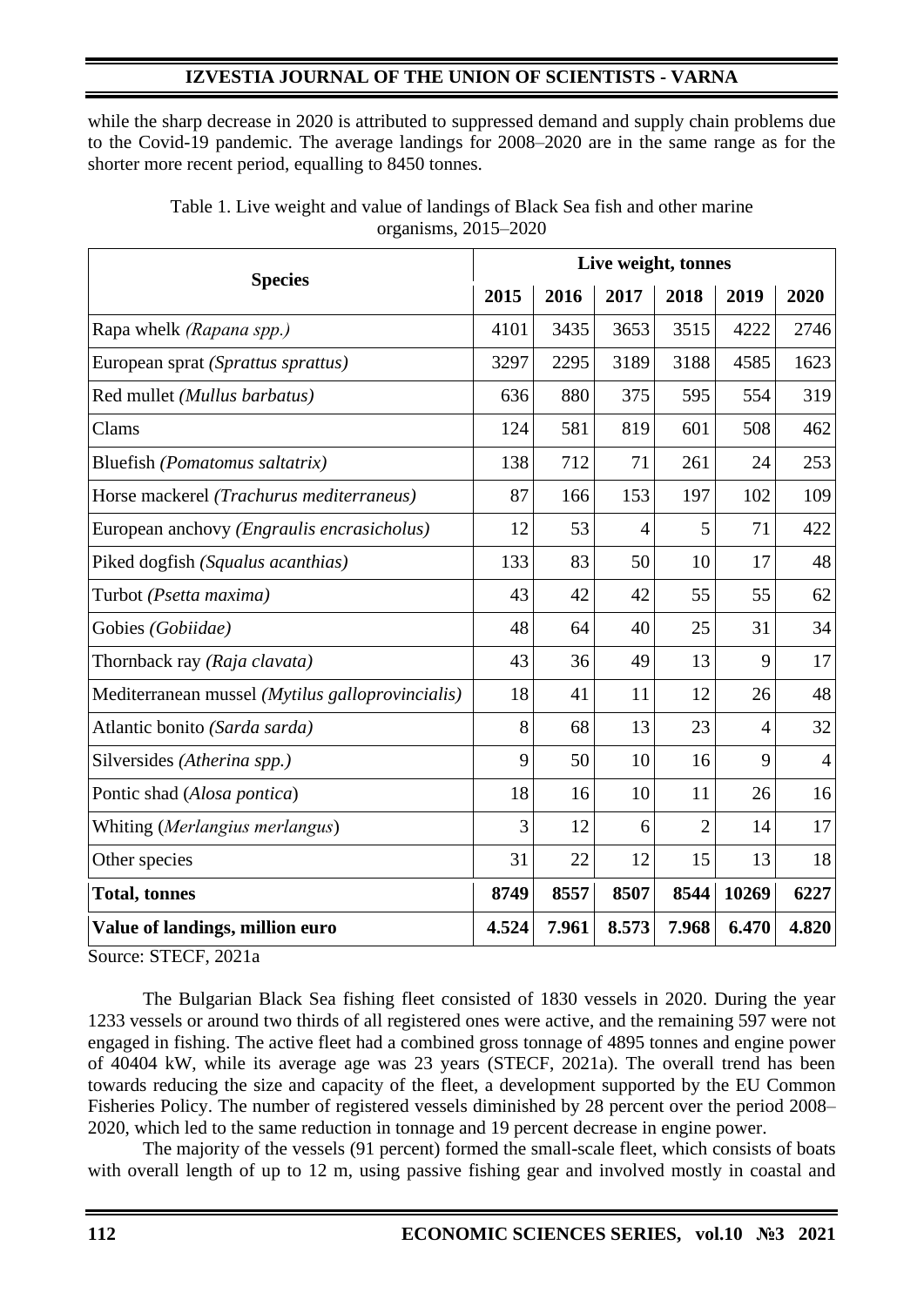while the sharp decrease in 2020 is attributed to suppressed demand and supply chain problems due to the Covid-19 pandemic. The average landings for 2008–2020 are in the same range as for the shorter more recent period, equalling to 8450 tonnes.

Table 1. Live weight and value of landings of Black Sea fish and other marine organisms, 2015–2020

| Species | Live weight, tonnes | | | | | |
|---|---|---|---|---|---|---|
| | **2015** | **2016** | **2017** | **2018** | **2019** | **2020** |
| Rapa whelk *(Rapana spp.)* | 4101 | 3435 | 3653 | 3515 | 4222 | 2746 |
| European sprat *(Sprattus sprattus)* | 3297 | 2295 | 3189 | 3188 | 4585 | 1623 |
| Red mullet *(Mullus barbatus)* | 636 | 880 | 375 | 595 | 554 | 319 |
| Clams | 124 | 581 | 819 | 601 | 508 | 462 |
| Bluefish *(Pomatomus saltatrix)* | 138 | 712 | 71 | 261 | 24 | 253 |
| Horse mackerel *(Trachurus mediterraneus)* | 87 | 166 | 153 | 197 | 102 | 109 |
| European anchovy *(Engraulis encrasicholus)* | 12 | 53 | 4 | 5 | 71 | 422 |
| Piked dogfish *(Squalus acanthias)* | 133 | 83 | 50 | 10 | 17 | 48 |
| Turbot *(Psetta maxima)* | 43 | 42 | 42 | 55 | 55 | 62 |
| Gobies *(Gobiidae)* | 48 | 64 | 40 | 25 | 31 | 34 |
| Thornback ray *(Raja clavata)* | 43 | 36 | 49 | 13 | 9 | 17 |
| Mediterranean mussel *(Mytilus galloprovincialis)* | 18 | 41 | 11 | 12 | 26 | 48 |
| Atlantic bonito *(Sarda sarda)* | 8 | 68 | 13 | 23 | 4 | 32 |
| Silversides *(Atherina spp.)* | 9 | 50 | 10 | 16 | 9 | 4 |
| Pontic shad (*Alosa pontica*) | 18 | 16 | 10 | 11 | 26 | 16 |
| Whiting (*Merlangius merlangus*) | 3 | 12 | 6 | 2 | 14 | 17 |
| Other species | 31 | 22 | 12 | 15 | 13 | 18 |
| **Total, tonnes** | **8749** | **8557** | **8507** | **8544** | **10269** | **6227** |
| **Value of landings, million euro** | **4.524** | **7.961** | **8.573** | **7.968** | **6.470** | **4.820** |

Source: STECF, 2021a

The Bulgarian Black Sea fishing fleet consisted of 1830 vessels in 2020. During the year 1233 vessels or around two thirds of all registered ones were active, and the remaining 597 were not engaged in fishing. The active fleet had a combined gross tonnage of 4895 tonnes and engine power of 40404 kW, while its average age was 23 years (STECF, 2021a). The overall trend has been towards reducing the size and capacity of the fleet, a development supported by the EU Common Fisheries Policy. The number of registered vessels diminished by 28 percent over the period 2008–2020, which led to the same reduction in tonnage and 19 percent decrease in engine power.

The majority of the vessels (91 percent) formed the small-scale fleet, which consists of boats with overall length of up to 12 m, using passive fishing gear and involved mostly in coastal and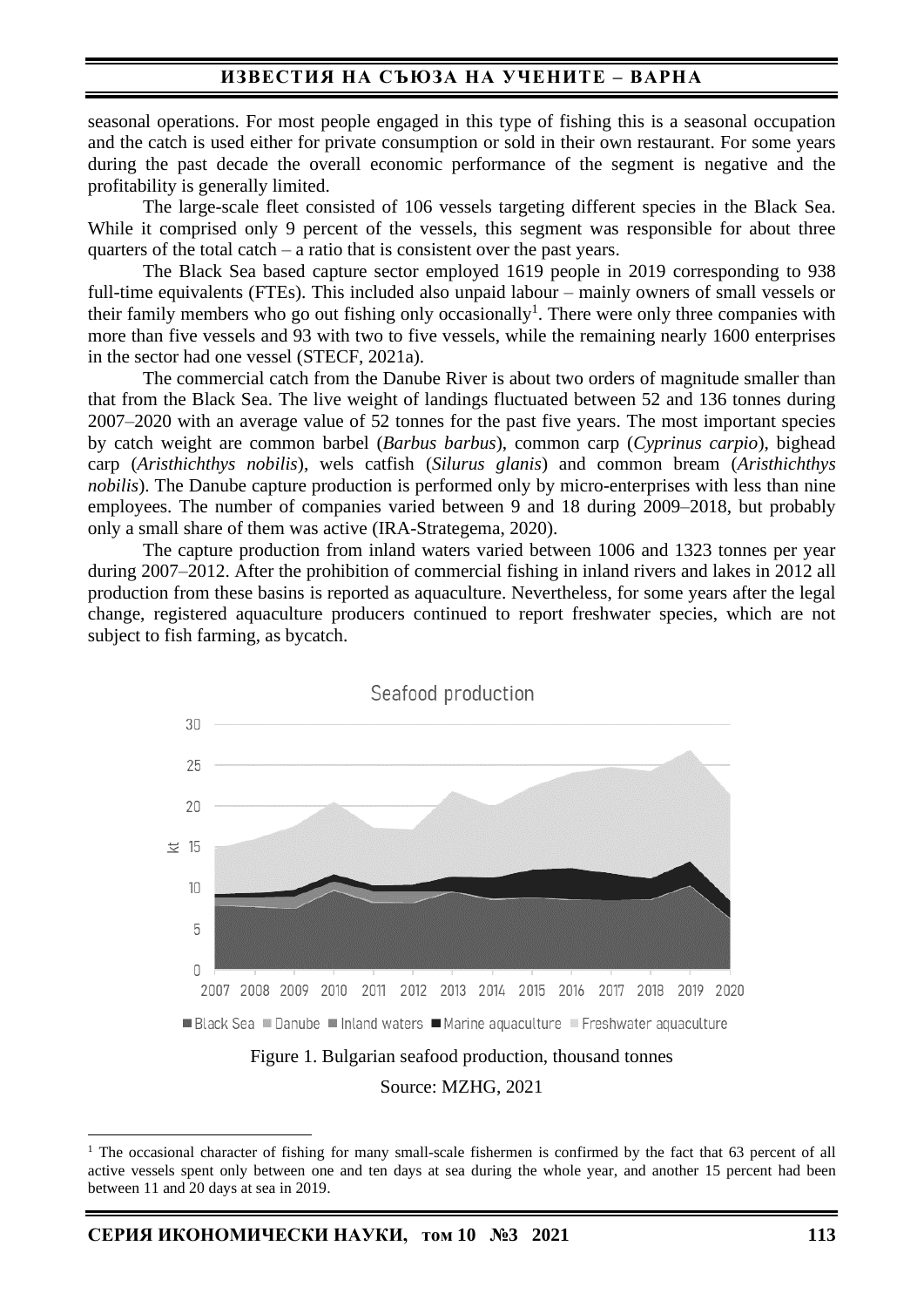seasonal operations. For most people engaged in this type of fishing this is a seasonal occupation and the catch is used either for private consumption or sold in their own restaurant. For some years during the past decade the overall economic performance of the segment is negative and the profitability is generally limited.

The large-scale fleet consisted of 106 vessels targeting different species in the Black Sea. While it comprised only 9 percent of the vessels, this segment was responsible for about three quarters of the total catch – a ratio that is consistent over the past years.

The Black Sea based capture sector employed 1619 people in 2019 corresponding to 938 full-time equivalents (FTEs). This included also unpaid labour – mainly owners of small vessels or their family members who go out fishing only occasionally[1]. There were only three companies with more than five vessels and 93 with two to five vessels, while the remaining nearly 1600 enterprises in the sector had one vessel (STECF, 2021a).

The commercial catch from the Danube River is about two orders of magnitude smaller than that from the Black Sea. The live weight of landings fluctuated between 52 and 136 tonnes during 2007–2020 with an average value of 52 tonnes for the past five years. The most important species by catch weight are common barbel (*Barbus barbus*), common carp (*Cyprinus carpio*), bighead carp (*Aristhichthys nobilis*), wels catfish (*Silurus glanis*) and common bream (*Aristhichthys nobilis*). The Danube capture production is performed only by micro-enterprises with less than nine employees. The number of companies varied between 9 and 18 during 2009–2018, but probably only a small share of them was active (IRA-Strategema, 2020).

The capture production from inland waters varied between 1006 and 1323 tonnes per year during 2007–2012. After the prohibition of commercial fishing in inland rivers and lakes in 2012 all production from these basins is reported as aquaculture. Nevertheless, for some years after the legal change, registered aquaculture producers continued to report freshwater species, which are not subject to fish farming, as bycatch.

Figure 1. Bulgarian seafood production, thousand tonnes

Source: MZHG, 2021

[1] The occasional character of fishing for many small-scale fishermen is confirmed by the fact that 63 percent of all active vessels spent only between one and ten days at sea during the whole year, and another 15 percent had been between 11 and 20 days at sea in 2019.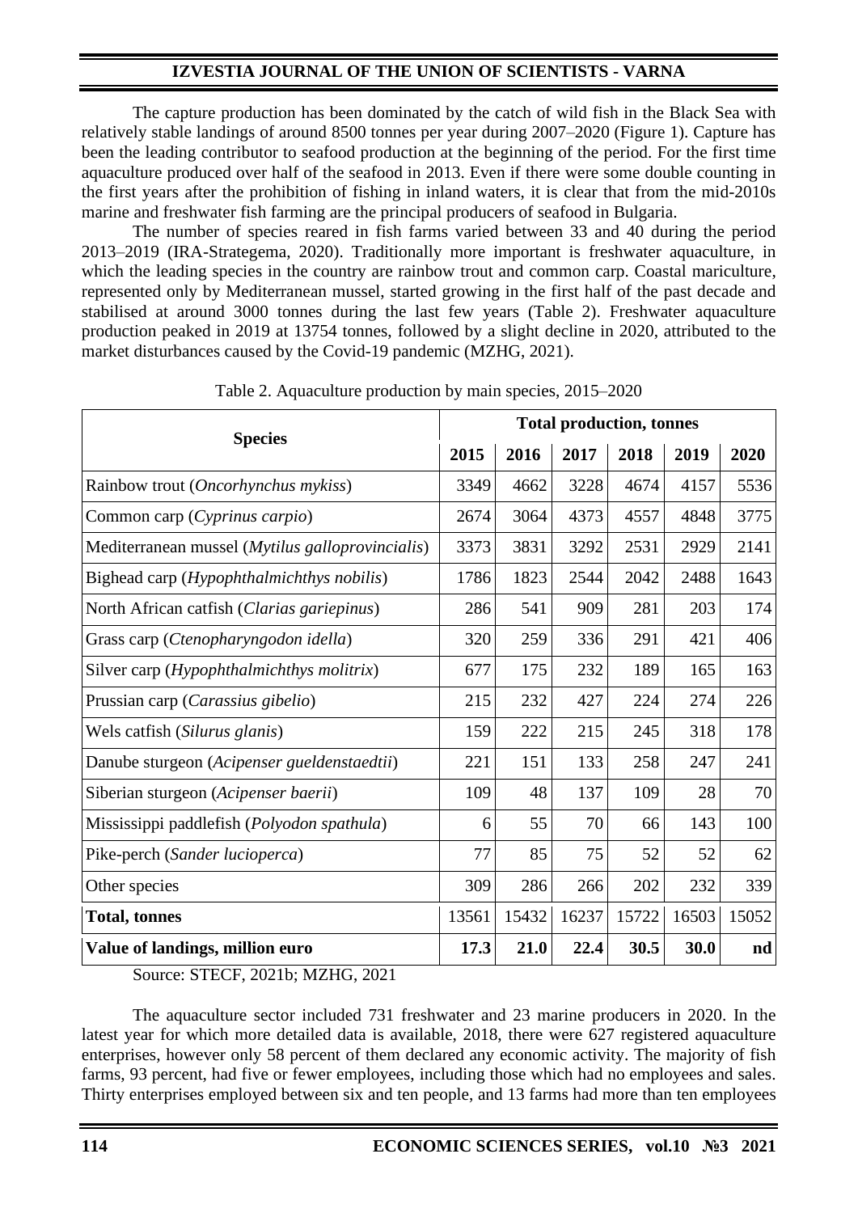The capture production has been dominated by the catch of wild fish in the Black Sea with relatively stable landings of around 8500 tonnes per year during 2007–2020 (Figure 1). Capture has been the leading contributor to seafood production at the beginning of the period. For the first time aquaculture produced over half of the seafood in 2013. Even if there were some double counting in the first years after the prohibition of fishing in inland waters, it is clear that from the mid-2010s marine and freshwater fish farming are the principal producers of seafood in Bulgaria.

The number of species reared in fish farms varied between 33 and 40 during the period 2013–2019 (IRA-Strategema, 2020). Traditionally more important is freshwater aquaculture, in which the leading species in the country are rainbow trout and common carp. Coastal mariculture, represented only by Mediterranean mussel, started growing in the first half of the past decade and stabilised at around 3000 tonnes during the last few years (Table 2). Freshwater aquaculture production peaked in 2019 at 13754 tonnes, followed by a slight decline in 2020, attributed to the market disturbances caused by the Covid-19 pandemic (MZHG, 2021).

Table 2. Aquaculture production by main species, 2015–2020

| **Species** | **Total production, tonnes** | | | | | |
|---|---|---|---|---|---|---|
| | **2015** | **2016** | **2017** | **2018** | **2019** | **2020** |
| Rainbow trout (*Oncorhynchus mykiss*) | 3349 | 4662 | 3228 | 4674 | 4157 | 5536 |
| Common carp (*Cyprinus carpio*) | 2674 | 3064 | 4373 | 4557 | 4848 | 3775 |
| Mediterranean mussel (*Mytilus galloprovincialis*) | 3373 | 3831 | 3292 | 2531 | 2929 | 2141 |
| Bighead carp (*Hypophthalmichthys nobilis*) | 1786 | 1823 | 2544 | 2042 | 2488 | 1643 |
| North African catfish (*Clarias gariepinus*) | 286 | 541 | 909 | 281 | 203 | 174 |
| Grass carp (*Ctenopharyngodon idella*) | 320 | 259 | 336 | 291 | 421 | 406 |
| Silver carp (*Hypophthalmichthys molitrix*) | 677 | 175 | 232 | 189 | 165 | 163 |
| Prussian carp (*Carassius gibelio*) | 215 | 232 | 427 | 224 | 274 | 226 |
| Wels catfish (*Silurus glanis*) | 159 | 222 | 215 | 245 | 318 | 178 |
| Danube sturgeon (*Acipenser gueldenstaedtii*) | 221 | 151 | 133 | 258 | 247 | 241 |
| Siberian sturgeon (*Acipenser baerii*) | 109 | 48 | 137 | 109 | 28 | 70 |
| Mississippi paddlefish (*Polyodon spathula*) | 6 | 55 | 70 | 66 | 143 | 100 |
| Pike-perch (*Sander lucioperca*) | 77 | 85 | 75 | 52 | 52 | 62 |
| Other species | 309 | 286 | 266 | 202 | 232 | 339 |
| **Total, tonnes** | 13561 | 15432 | 16237 | 15722 | 16503 | 15052 |
| **Value of landings, million euro** | **17.3** | **21.0** | **22.4** | **30.5** | **30.0** | **nd** |

Source: STECF, 2021b; MZHG, 2021

The aquaculture sector included 731 freshwater and 23 marine producers in 2020. In the latest year for which more detailed data is available, 2018, there were 627 registered aquaculture enterprises, however only 58 percent of them declared any economic activity. The majority of fish farms, 93 percent, had five or fewer employees, including those which had no employees and sales. Thirty enterprises employed between six and ten people, and 13 farms had more than ten employees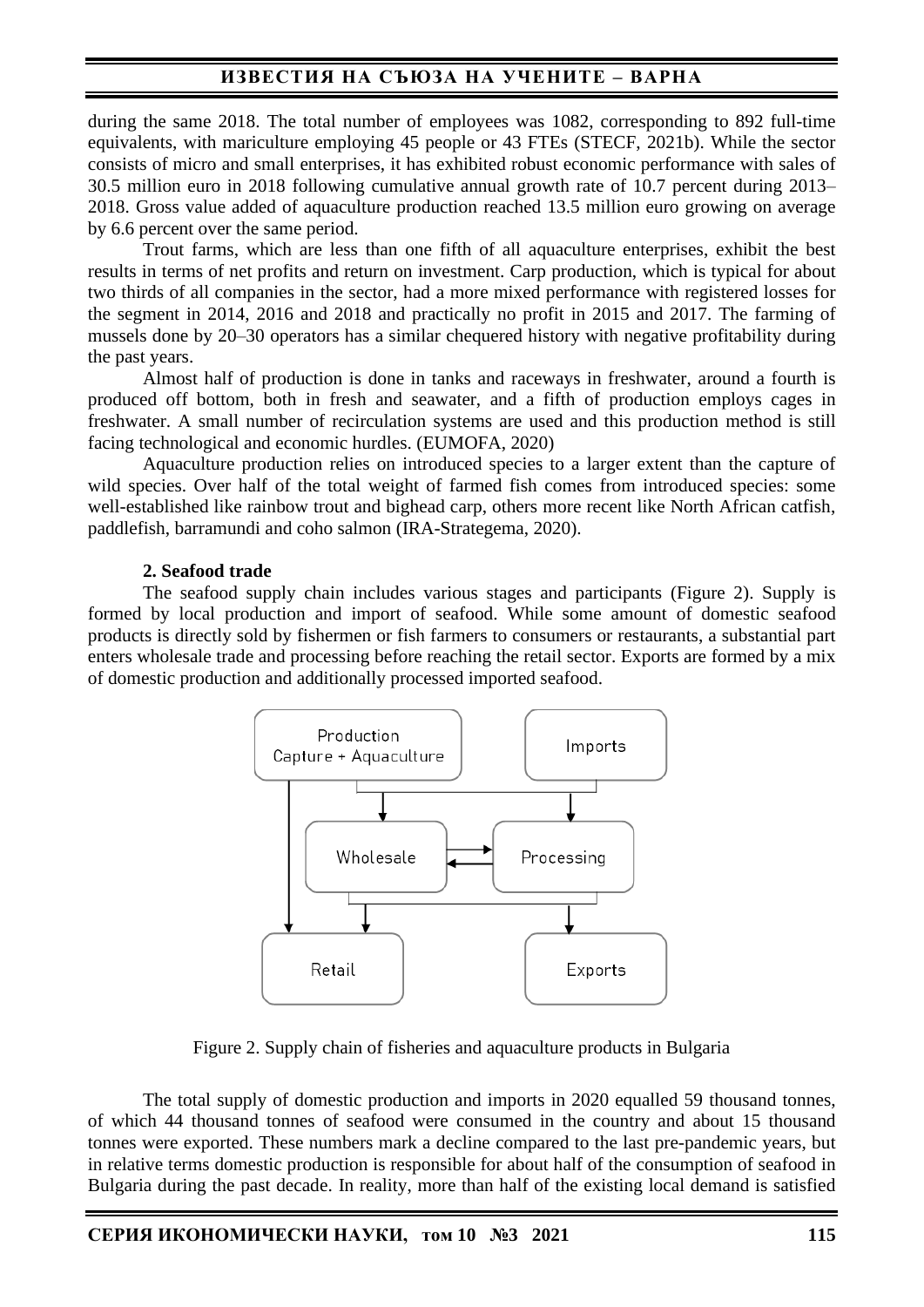during the same 2018. The total number of employees was 1082, corresponding to 892 full-time equivalents, with mariculture employing 45 people or 43 FTEs (STECF, 2021b). While the sector consists of micro and small enterprises, it has exhibited robust economic performance with sales of 30.5 million euro in 2018 following cumulative annual growth rate of 10.7 percent during 2013–2018. Gross value added of aquaculture production reached 13.5 million euro growing on average by 6.6 percent over the same period.

Trout farms, which are less than one fifth of all aquaculture enterprises, exhibit the best results in terms of net profits and return on investment. Carp production, which is typical for about two thirds of all companies in the sector, had a more mixed performance with registered losses for the segment in 2014, 2016 and 2018 and practically no profit in 2015 and 2017. The farming of mussels done by 20–30 operators has a similar chequered history with negative profitability during the past years.

Almost half of production is done in tanks and raceways in freshwater, around a fourth is produced off bottom, both in fresh and seawater, and a fifth of production employs cages in freshwater. A small number of recirculation systems are used and this production method is still facing technological and economic hurdles. (EUMOFA, 2020)

Aquaculture production relies on introduced species to a larger extent than the capture of wild species. Over half of the total weight of farmed fish comes from introduced species: some well-established like rainbow trout and bighead carp, others more recent like North African catfish, paddlefish, barramundi and coho salmon (IRA-Strategema, 2020).

**2. Seafood trade**

The seafood supply chain includes various stages and participants (Figure 2). Supply is formed by local production and import of seafood. While some amount of domestic seafood products is directly sold by fishermen or fish farmers to consumers or restaurants, a substantial part enters wholesale trade and processing before reaching the retail sector. Exports are formed by a mix of domestic production and additionally processed imported seafood.

Figure 2. Supply chain of fisheries and aquaculture products in Bulgaria

The total supply of domestic production and imports in 2020 equalled 59 thousand tonnes, of which 44 thousand tonnes of seafood were consumed in the country and about 15 thousand tonnes were exported. These numbers mark a decline compared to the last pre-pandemic years, but in relative terms domestic production is responsible for about half of the consumption of seafood in Bulgaria during the past decade. In reality, more than half of the existing local demand is satisfied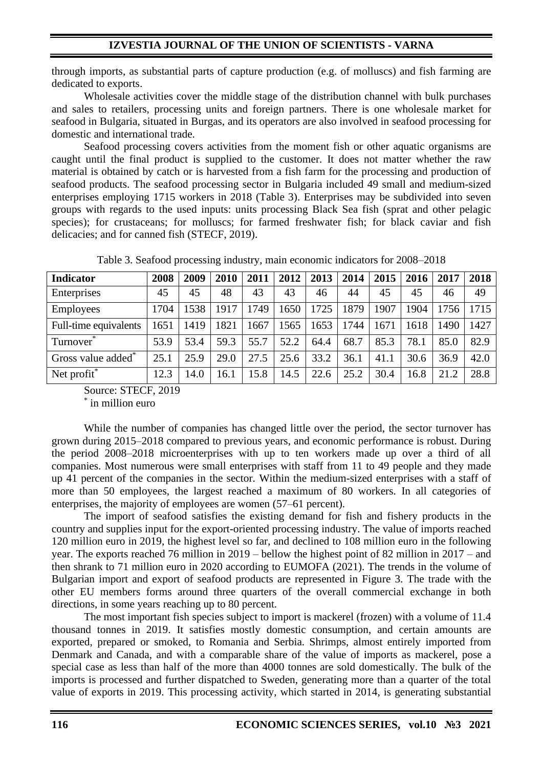through imports, as substantial parts of capture production (e.g. of molluscs) and fish farming are dedicated to exports.

Wholesale activities cover the middle stage of the distribution channel with bulk purchases and sales to retailers, processing units and foreign partners. There is one wholesale market for seafood in Bulgaria, situated in Burgas, and its operators are also involved in seafood processing for domestic and international trade.

Seafood processing covers activities from the moment fish or other aquatic organisms are caught until the final product is supplied to the customer. It does not matter whether the raw material is obtained by catch or is harvested from a fish farm for the processing and production of seafood products. The seafood processing sector in Bulgaria included 49 small and medium-sized enterprises employing 1715 workers in 2018 (Table 3). Enterprises may be subdivided into seven groups with regards to the used inputs: units processing Black Sea fish (sprat and other pelagic species); for crustaceans; for molluscs; for farmed freshwater fish; for black caviar and fish delicacies; and for canned fish (STECF, 2019).

Table 3. Seafood processing industry, main economic indicators for 2008–2018

| **Indicator** | **2008** | **2009** | **2010** | **2011** | **2012** | **2013** | **2014** | **2015** | **2016** | **2017** | **2018** |
|---|---|---|---|---|---|---|---|---|---|---|---|
| Enterprises | 45 | 45 | 48 | 43 | 43 | 46 | 44 | 45 | 45 | 46 | 49 |
| Employees | 1704 | 1538 | 1917 | 1749 | 1650 | 1725 | 1879 | 1907 | 1904 | 1756 | 1715 |
| Full-time equivalents | 1651 | 1419 | 1821 | 1667 | 1565 | 1653 | 1744 | 1671 | 1618 | 1490 | 1427 |
| Turnover* | 53.9 | 53.4 | 59.3 | 55.7 | 52.2 | 64.4 | 68.7 | 85.3 | 78.1 | 85.0 | 82.9 |
| Gross value added* | 25.1 | 25.9 | 29.0 | 27.5 | 25.6 | 33.2 | 36.1 | 41.1 | 30.6 | 36.9 | 42.0 |
| Net profit* | 12.3 | 14.0 | 16.1 | 15.8 | 14.5 | 22.6 | 25.2 | 30.4 | 16.8 | 21.2 | 28.8 |

Source: STECF, 2019

* in million euro

While the number of companies has changed little over the period, the sector turnover has grown during 2015–2018 compared to previous years, and economic performance is robust. During the period 2008–2018 microenterprises with up to ten workers made up over a third of all companies. Most numerous were small enterprises with staff from 11 to 49 people and they made up 41 percent of the companies in the sector. Within the medium-sized enterprises with a staff of more than 50 employees, the largest reached a maximum of 80 workers. In all categories of enterprises, the majority of employees are women (57–61 percent).

The import of seafood satisfies the existing demand for fish and fishery products in the country and supplies input for the export-oriented processing industry. The value of imports reached 120 million euro in 2019, the highest level so far, and declined to 108 million euro in the following year. The exports reached 76 million in 2019 – bellow the highest point of 82 million in 2017 – and then shrank to 71 million euro in 2020 according to EUMOFA (2021). The trends in the volume of Bulgarian import and export of seafood products are represented in Figure 3. The trade with the other EU members forms around three quarters of the overall commercial exchange in both directions, in some years reaching up to 80 percent.

The most important fish species subject to import is mackerel (frozen) with a volume of 11.4 thousand tonnes in 2019. It satisfies mostly domestic consumption, and certain amounts are exported, prepared or smoked, to Romania and Serbia. Shrimps, almost entirely imported from Denmark and Canada, and with a comparable share of the value of imports as mackerel, pose a special case as less than half of the more than 4000 tonnes are sold domestically. The bulk of the imports is processed and further dispatched to Sweden, generating more than a quarter of the total value of exports in 2019. This processing activity, which started in 2014, is generating substantial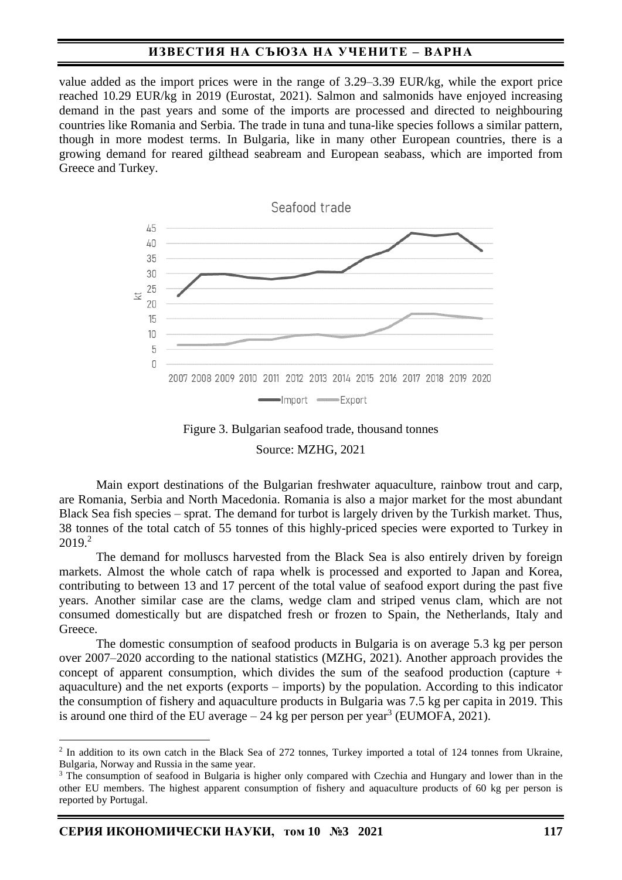value added as the import prices were in the range of 3.29–3.39 EUR/kg, while the export price reached 10.29 EUR/kg in 2019 (Eurostat, 2021). Salmon and salmonids have enjoyed increasing demand in the past years and some of the imports are processed and directed to neighbouring countries like Romania and Serbia. The trade in tuna and tuna-like species follows a similar pattern, though in more modest terms. In Bulgaria, like in many other European countries, there is a growing demand for reared gilthead seabream and European seabass, which are imported from Greece and Turkey.

Figure 3. Bulgarian seafood trade, thousand tonnes

Source: MZHG, 2021

Main export destinations of the Bulgarian freshwater aquaculture, rainbow trout and carp, are Romania, Serbia and North Macedonia. Romania is also a major market for the most abundant Black Sea fish species – sprat. The demand for turbot is largely driven by the Turkish market. Thus, 38 tonnes of the total catch of 55 tonnes of this highly-priced species were exported to Turkey in 2019.[2]

The demand for molluscs harvested from the Black Sea is also entirely driven by foreign markets. Almost the whole catch of rapa whelk is processed and exported to Japan and Korea, contributing to between 13 and 17 percent of the total value of seafood export during the past five years. Another similar case are the clams, wedge clam and striped venus clam, which are not consumed domestically but are dispatched fresh or frozen to Spain, the Netherlands, Italy and Greece.

The domestic consumption of seafood products in Bulgaria is on average 5.3 kg per person over 2007–2020 according to the national statistics (MZHG, 2021). Another approach provides the concept of apparent consumption, which divides the sum of the seafood production (capture + aquaculture) and the net exports (exports – imports) by the population. According to this indicator the consumption of fishery and aquaculture products in Bulgaria was 7.5 kg per capita in 2019. This is around one third of the EU average – 24 kg per person per year[3] (EUMOFA, 2021).

---

[2] In addition to its own catch in the Black Sea of 272 tonnes, Turkey imported a total of 124 tonnes from Ukraine, Bulgaria, Norway and Russia in the same year.

[3] The consumption of seafood in Bulgaria is higher only compared with Czechia and Hungary and lower than in the other EU members. The highest apparent consumption of fishery and aquaculture products of 60 kg per person is reported by Portugal.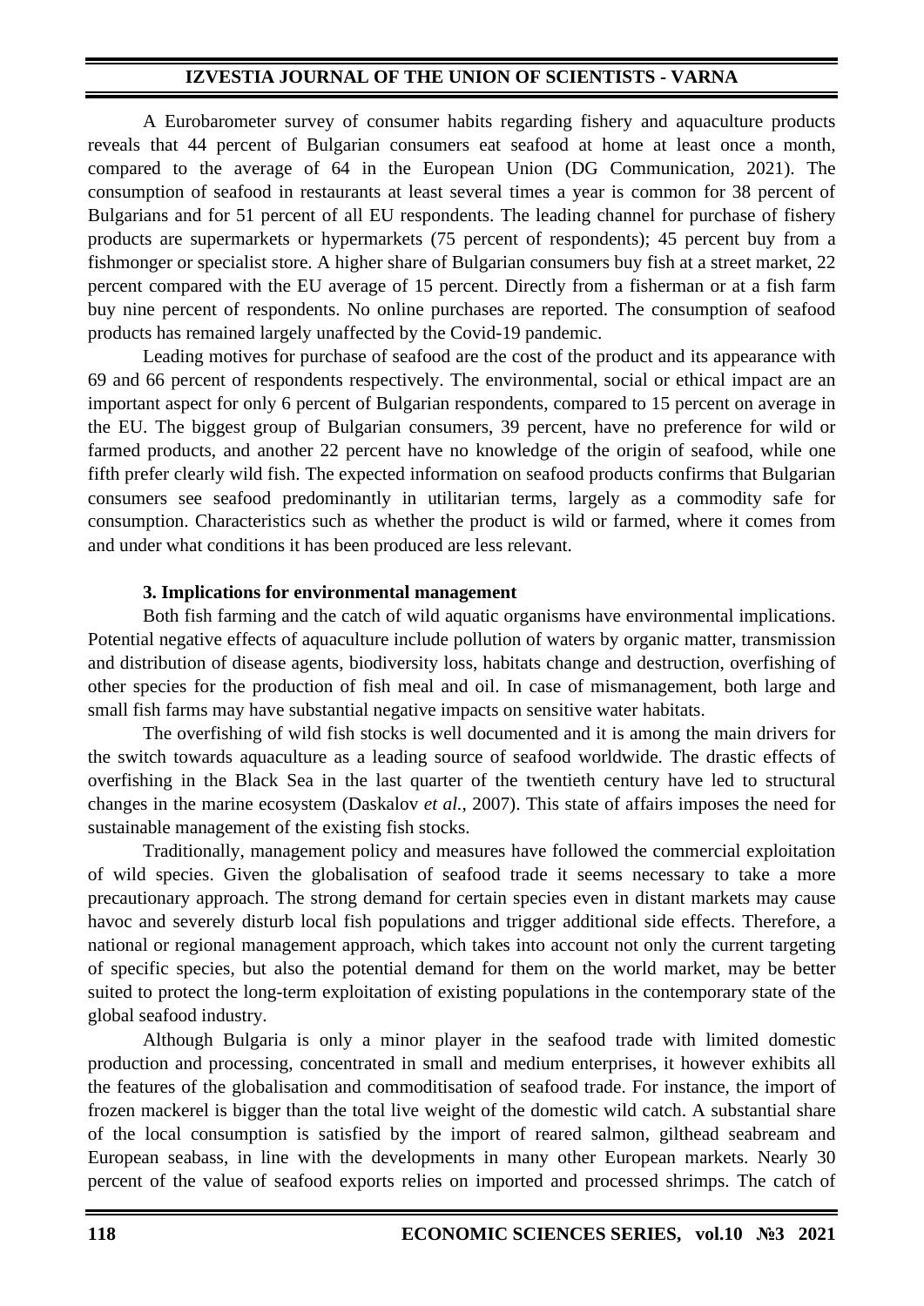A Eurobarometer survey of consumer habits regarding fishery and aquaculture products reveals that 44 percent of Bulgarian consumers eat seafood at home at least once a month, compared to the average of 64 in the European Union (DG Communication, 2021). The consumption of seafood in restaurants at least several times a year is common for 38 percent of Bulgarians and for 51 percent of all EU respondents. The leading channel for purchase of fishery products are supermarkets or hypermarkets (75 percent of respondents); 45 percent buy from a fishmonger or specialist store. A higher share of Bulgarian consumers buy fish at a street market, 22 percent compared with the EU average of 15 percent. Directly from a fisherman or at a fish farm buy nine percent of respondents. No online purchases are reported. The consumption of seafood products has remained largely unaffected by the Covid-19 pandemic.

Leading motives for purchase of seafood are the cost of the product and its appearance with 69 and 66 percent of respondents respectively. The environmental, social or ethical impact are an important aspect for only 6 percent of Bulgarian respondents, compared to 15 percent on average in the EU. The biggest group of Bulgarian consumers, 39 percent, have no preference for wild or farmed products, and another 22 percent have no knowledge of the origin of seafood, while one fifth prefer clearly wild fish. The expected information on seafood products confirms that Bulgarian consumers see seafood predominantly in utilitarian terms, largely as a commodity safe for consumption. Characteristics such as whether the product is wild or farmed, where it comes from and under what conditions it has been produced are less relevant.

## 3. Implications for environmental management

Both fish farming and the catch of wild aquatic organisms have environmental implications. Potential negative effects of aquaculture include pollution of waters by organic matter, transmission and distribution of disease agents, biodiversity loss, habitats change and destruction, overfishing of other species for the production of fish meal and oil. In case of mismanagement, both large and small fish farms may have substantial negative impacts on sensitive water habitats.

The overfishing of wild fish stocks is well documented and it is among the main drivers for the switch towards aquaculture as a leading source of seafood worldwide. The drastic effects of overfishing in the Black Sea in the last quarter of the twentieth century have led to structural changes in the marine ecosystem (Daskalov *et al.*, 2007). This state of affairs imposes the need for sustainable management of the existing fish stocks.

Traditionally, management policy and measures have followed the commercial exploitation of wild species. Given the globalisation of seafood trade it seems necessary to take a more precautionary approach. The strong demand for certain species even in distant markets may cause havoc and severely disturb local fish populations and trigger additional side effects. Therefore, a national or regional management approach, which takes into account not only the current targeting of specific species, but also the potential demand for them on the world market, may be better suited to protect the long-term exploitation of existing populations in the contemporary state of the global seafood industry.

Although Bulgaria is only a minor player in the seafood trade with limited domestic production and processing, concentrated in small and medium enterprises, it however exhibits all the features of the globalisation and commoditisation of seafood trade. For instance, the import of frozen mackerel is bigger than the total live weight of the domestic wild catch. A substantial share of the local consumption is satisfied by the import of reared salmon, gilthead seabream and European seabass, in line with the developments in many other European markets. Nearly 30 percent of the value of seafood exports relies on imported and processed shrimps. The catch of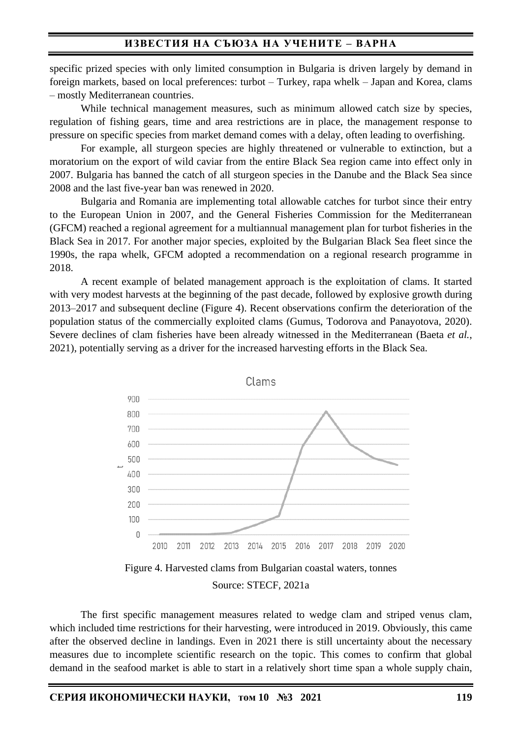specific prized species with only limited consumption in Bulgaria is driven largely by demand in foreign markets, based on local preferences: turbot – Turkey, rapa whelk – Japan and Korea, clams – mostly Mediterranean countries.

While technical management measures, such as minimum allowed catch size by species, regulation of fishing gears, time and area restrictions are in place, the management response to pressure on specific species from market demand comes with a delay, often leading to overfishing.

For example, all sturgeon species are highly threatened or vulnerable to extinction, but a moratorium on the export of wild caviar from the entire Black Sea region came into effect only in 2007. Bulgaria has banned the catch of all sturgeon species in the Danube and the Black Sea since 2008 and the last five-year ban was renewed in 2020.

Bulgaria and Romania are implementing total allowable catches for turbot since their entry to the European Union in 2007, and the General Fisheries Commission for the Mediterranean (GFCM) reached a regional agreement for a multiannual management plan for turbot fisheries in the Black Sea in 2017. For another major species, exploited by the Bulgarian Black Sea fleet since the 1990s, the rapa whelk, GFCM adopted a recommendation on a regional research programme in 2018.

A recent example of belated management approach is the exploitation of clams. It started with very modest harvests at the beginning of the past decade, followed by explosive growth during 2013–2017 and subsequent decline (Figure 4). Recent observations confirm the deterioration of the population status of the commercially exploited clams (Gumus, Todorova and Panayotova, 2020). Severe declines of clam fisheries have been already witnessed in the Mediterranean (Baeta *et al.*, 2021), potentially serving as a driver for the increased harvesting efforts in the Black Sea.

Figure 4. Harvested clams from Bulgarian coastal waters, tonnes

Source: STECF, 2021a

The first specific management measures related to wedge clam and striped venus clam, which included time restrictions for their harvesting, were introduced in 2019. Obviously, this came after the observed decline in landings. Even in 2021 there is still uncertainty about the necessary measures due to incomplete scientific research on the topic. This comes to confirm that global demand in the seafood market is able to start in a relatively short time span a whole supply chain,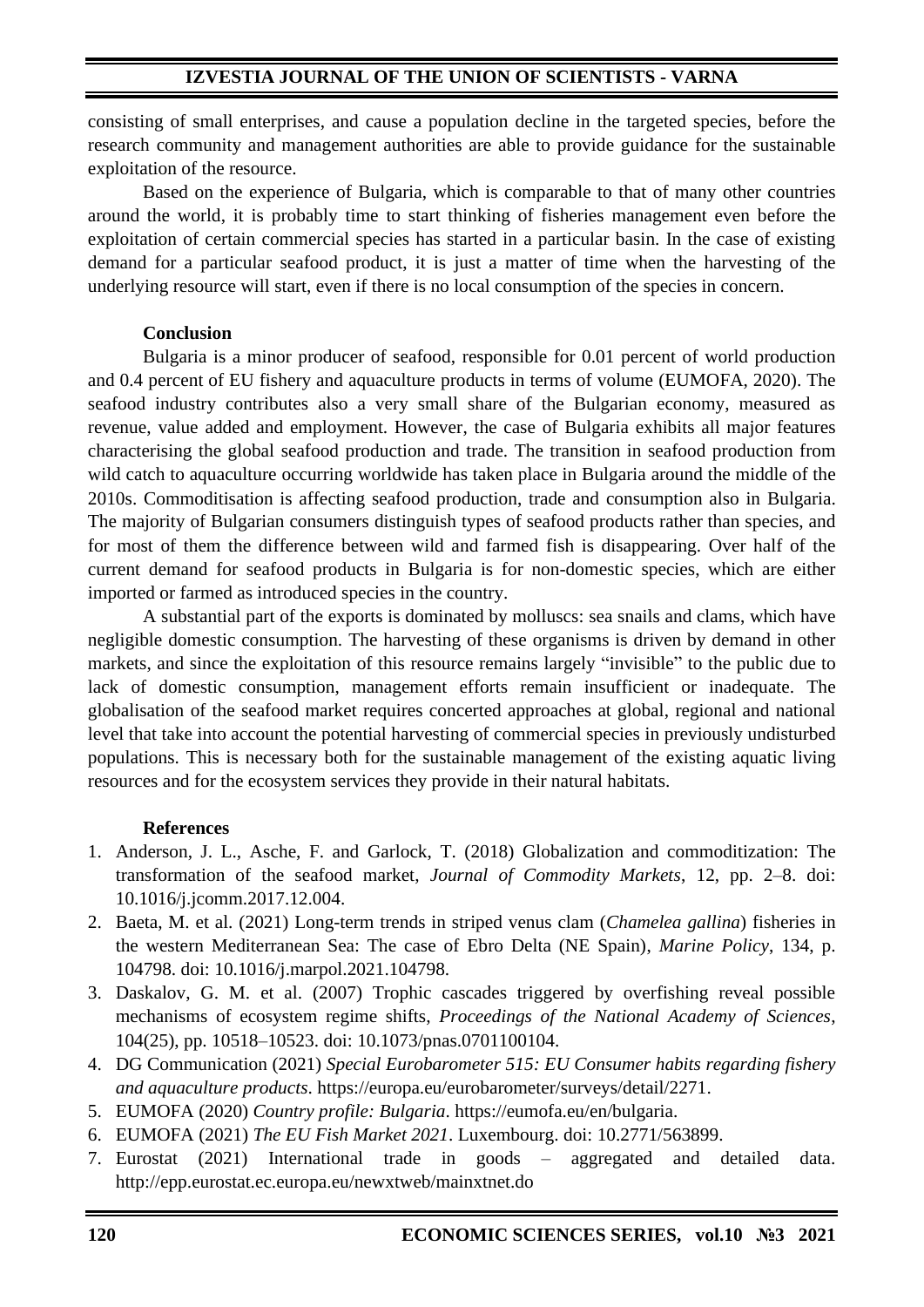consisting of small enterprises, and cause a population decline in the targeted species, before the research community and management authorities are able to provide guidance for the sustainable exploitation of the resource.

Based on the experience of Bulgaria, which is comparable to that of many other countries around the world, it is probably time to start thinking of fisheries management even before the exploitation of certain commercial species has started in a particular basin. In the case of existing demand for a particular seafood product, it is just a matter of time when the harvesting of the underlying resource will start, even if there is no local consumption of the species in concern.

## Conclusion

Bulgaria is a minor producer of seafood, responsible for 0.01 percent of world production and 0.4 percent of EU fishery and aquaculture products in terms of volume (EUMOFA, 2020). The seafood industry contributes also a very small share of the Bulgarian economy, measured as revenue, value added and employment. However, the case of Bulgaria exhibits all major features characterising the global seafood production and trade. The transition in seafood production from wild catch to aquaculture occurring worldwide has taken place in Bulgaria around the middle of the 2010s. Commoditisation is affecting seafood production, trade and consumption also in Bulgaria. The majority of Bulgarian consumers distinguish types of seafood products rather than species, and for most of them the difference between wild and farmed fish is disappearing. Over half of the current demand for seafood products in Bulgaria is for non-domestic species, which are either imported or farmed as introduced species in the country.

A substantial part of the exports is dominated by molluscs: sea snails and clams, which have negligible domestic consumption. The harvesting of these organisms is driven by demand in other markets, and since the exploitation of this resource remains largely "invisible" to the public due to lack of domestic consumption, management efforts remain insufficient or inadequate. The globalisation of the seafood market requires concerted approaches at global, regional and national level that take into account the potential harvesting of commercial species in previously undisturbed populations. This is necessary both for the sustainable management of the existing aquatic living resources and for the ecosystem services they provide in their natural habitats.

## References

1. Anderson, J. L., Asche, F. and Garlock, T. (2018) Globalization and commoditization: The transformation of the seafood market, *Journal of Commodity Markets*, 12, pp. 2–8. doi: 10.1016/j.jcomm.2017.12.004.
2. Baeta, M. et al. (2021) Long-term trends in striped venus clam (*Chamelea gallina*) fisheries in the western Mediterranean Sea: The case of Ebro Delta (NE Spain), *Marine Policy*, 134, p. 104798. doi: 10.1016/j.marpol.2021.104798.
3. Daskalov, G. M. et al. (2007) Trophic cascades triggered by overfishing reveal possible mechanisms of ecosystem regime shifts, *Proceedings of the National Academy of Sciences*, 104(25), pp. 10518–10523. doi: 10.1073/pnas.0701100104.
4. DG Communication (2021) *Special Eurobarometer 515: EU Consumer habits regarding fishery and aquaculture products*. https://europa.eu/eurobarometer/surveys/detail/2271.
5. EUMOFA (2020) *Country profile: Bulgaria*. https://eumofa.eu/en/bulgaria.
6. EUMOFA (2021) *The EU Fish Market 2021*. Luxembourg. doi: 10.2771/563899.
7. Eurostat (2021) International trade in goods – aggregated and detailed data. http://epp.eurostat.ec.europa.eu/newxtweb/mainxtnet.do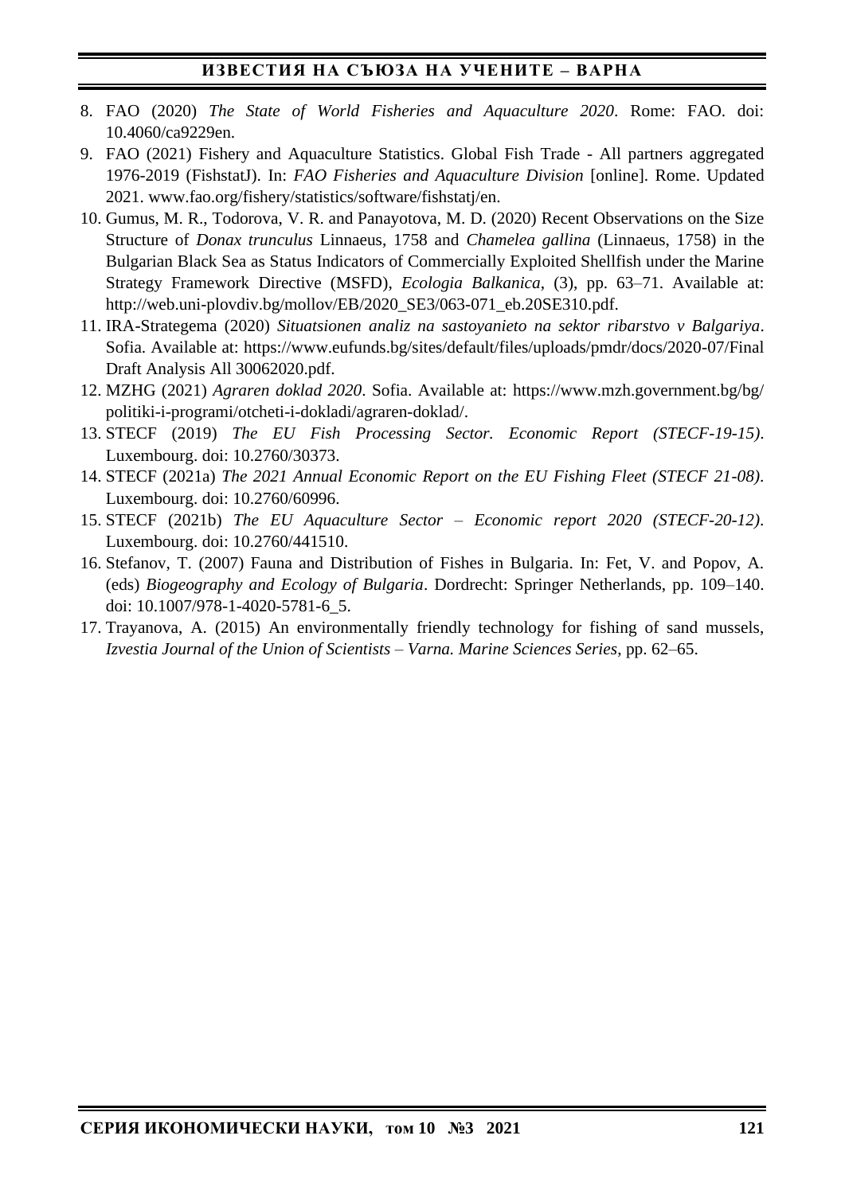8. FAO (2020) *The State of World Fisheries and Aquaculture 2020*. Rome: FAO. doi: 10.4060/ca9229en.
9. FAO (2021) Fishery and Aquaculture Statistics. Global Fish Trade - All partners aggregated 1976-2019 (FishstatJ). In: *FAO Fisheries and Aquaculture Division* [online]. Rome. Updated 2021. www.fao.org/fishery/statistics/software/fishstatj/en.
10. Gumus, M. R., Todorova, V. R. and Panayotova, M. D. (2020) Recent Observations on the Size Structure of *Donax trunculus* Linnaeus, 1758 and *Chamelea gallina* (Linnaeus, 1758) in the Bulgarian Black Sea as Status Indicators of Commercially Exploited Shellfish under the Marine Strategy Framework Directive (MSFD), *Ecologia Balkanica*, (3), pp. 63–71. Available at: http://web.uni-plovdiv.bg/mollov/EB/2020_SE3/063-071_eb.20SE310.pdf.
11. IRA-Strategema (2020) *Situatsionen analiz na sastoyanieto na sektor ribarstvo v Balgariya*. Sofia. Available at: https://www.eufunds.bg/sites/default/files/uploads/pmdr/docs/2020-07/Final Draft Analysis All 30062020.pdf.
12. MZHG (2021) *Agraren doklad 2020*. Sofia. Available at: https://www.mzh.government.bg/bg/politiki-i-programi/otcheti-i-dokladi/agraren-doklad/.
13. STECF (2019) *The EU Fish Processing Sector. Economic Report (STECF-19-15)*. Luxembourg. doi: 10.2760/30373.
14. STECF (2021a) *The 2021 Annual Economic Report on the EU Fishing Fleet (STECF 21-08)*. Luxembourg. doi: 10.2760/60996.
15. STECF (2021b) *The EU Aquaculture Sector – Economic report 2020 (STECF-20-12)*. Luxembourg. doi: 10.2760/441510.
16. Stefanov, T. (2007) Fauna and Distribution of Fishes in Bulgaria. In: Fet, V. and Popov, A. (eds) *Biogeography and Ecology of Bulgaria*. Dordrecht: Springer Netherlands, pp. 109–140. doi: 10.1007/978-1-4020-5781-6_5.
17. Trayanova, A. (2015) An environmentally friendly technology for fishing of sand mussels, *Izvestia Journal of the Union of Scientists – Varna. Marine Sciences Series*, pp. 62–65.